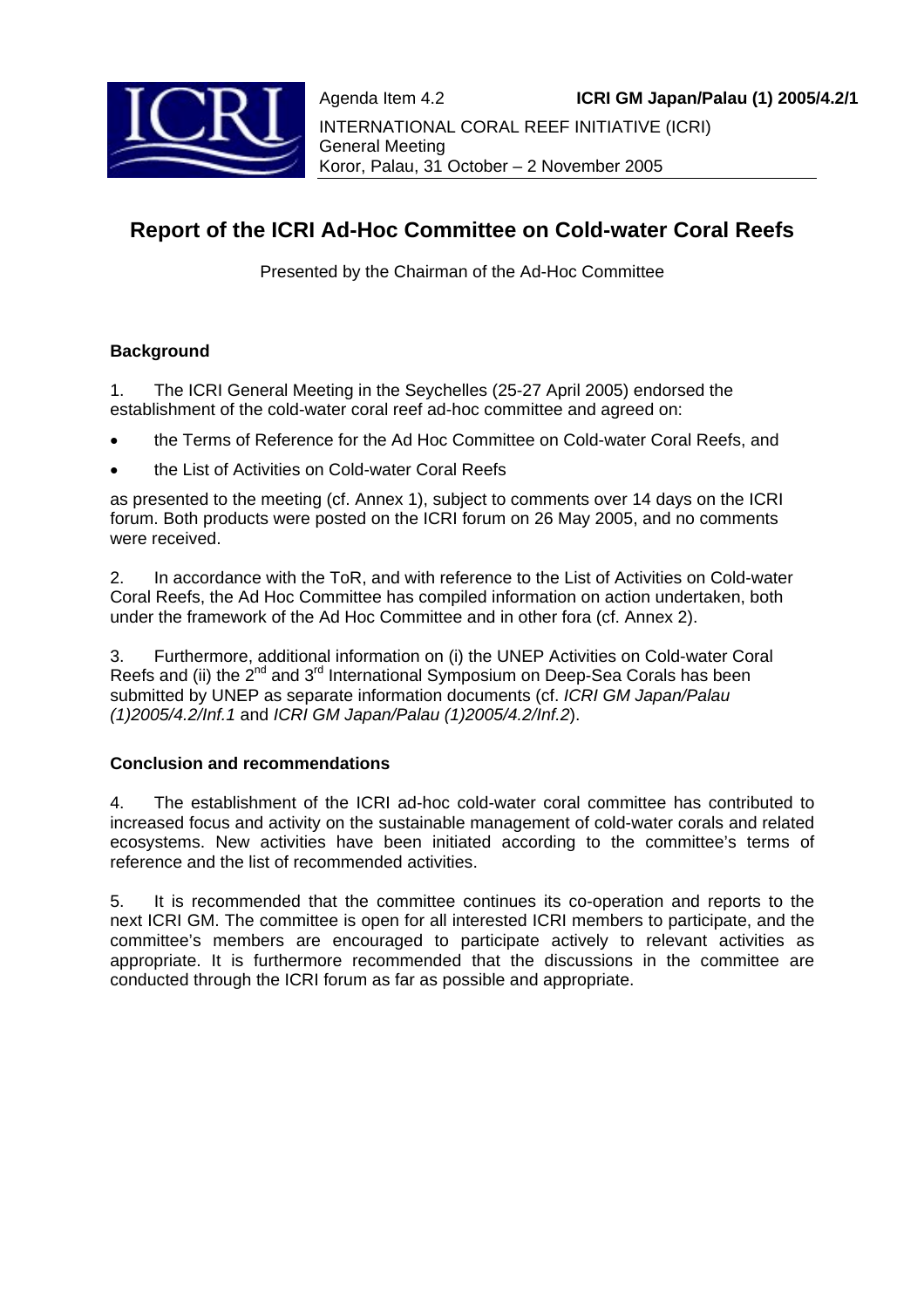Agenda Item 4.2 **ICRI GM Japan/Palau (1) 2005/4.2/1**

INTERNATIONAL CORAL REEF INITIATIVE (ICRI)
General Meeting
Koror, Palau, 31 October – 2 November 2005

# Report of the ICRI Ad-Hoc Committee on Cold-water Coral Reefs

Presented by the Chairman of the Ad-Hoc Committee

## Background

1. The ICRI General Meeting in the Seychelles (25-27 April 2005) endorsed the establishment of the cold-water coral reef ad-hoc committee and agreed on:

- the Terms of Reference for the Ad Hoc Committee on Cold-water Coral Reefs, and
- the List of Activities on Cold-water Coral Reefs

as presented to the meeting (cf. Annex 1), subject to comments over 14 days on the ICRI forum. Both products were posted on the ICRI forum on 26 May 2005, and no comments were received.

2. In accordance with the ToR, and with reference to the List of Activities on Cold-water Coral Reefs, the Ad Hoc Committee has compiled information on action undertaken, both under the framework of the Ad Hoc Committee and in other fora (cf. Annex 2).

3. Furthermore, additional information on (i) the UNEP Activities on Cold-water Coral Reefs and (ii) the 2nd and 3rd International Symposium on Deep-Sea Corals has been submitted by UNEP as separate information documents (cf. *ICRI GM Japan/Palau (1)2005/4.2/Inf.1* and *ICRI GM Japan/Palau (1)2005/4.2/Inf.2*).

## Conclusion and recommendations

4. The establishment of the ICRI ad-hoc cold-water coral committee has contributed to increased focus and activity on the sustainable management of cold-water corals and related ecosystems. New activities have been initiated according to the committee's terms of reference and the list of recommended activities.

5. It is recommended that the committee continues its co-operation and reports to the next ICRI GM. The committee is open for all interested ICRI members to participate, and the committee's members are encouraged to participate actively to relevant activities as appropriate. It is furthermore recommended that the discussions in the committee are conducted through the ICRI forum as far as possible and appropriate.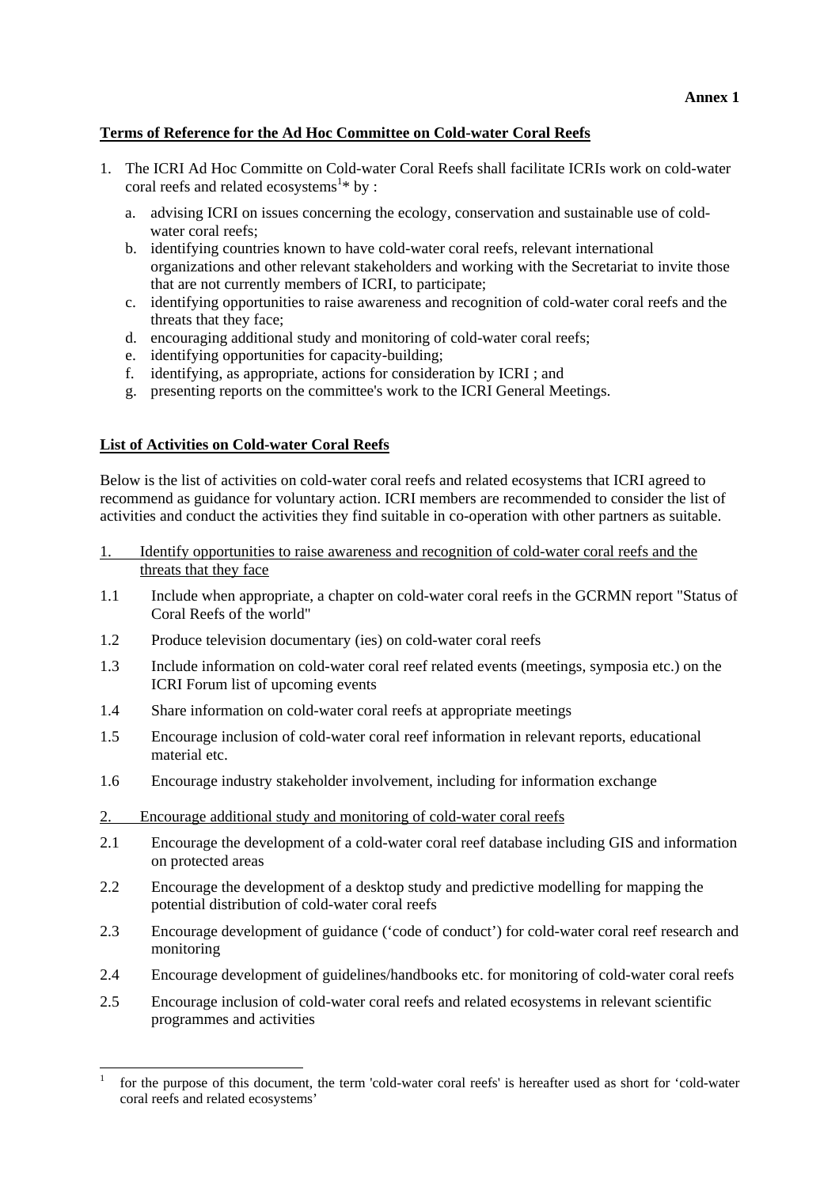**Annex 1**

**Terms of Reference for the Ad Hoc Committee on Cold-water Coral Reefs**

1. The ICRI Ad Hoc Committe on Cold-water Coral Reefs shall facilitate ICRIs work on cold-water coral reefs and related ecosystems[1]* by :
   a. advising ICRI on issues concerning the ecology, conservation and sustainable use of cold-water coral reefs;
   b. identifying countries known to have cold-water coral reefs, relevant international organizations and other relevant stakeholders and working with the Secretariat to invite those that are not currently members of ICRI, to participate;
   c. identifying opportunities to raise awareness and recognition of cold-water coral reefs and the threats that they face;
   d. encouraging additional study and monitoring of cold-water coral reefs;
   e. identifying opportunities for capacity-building;
   f. identifying, as appropriate, actions for consideration by ICRI ; and
   g. presenting reports on the committee's work to the ICRI General Meetings.

**List of Activities on Cold-water Coral Reefs**

Below is the list of activities on cold-water coral reefs and related ecosystems that ICRI agreed to recommend as guidance for voluntary action. ICRI members are recommended to consider the list of activities and conduct the activities they find suitable in co-operation with other partners as suitable.

1. Identify opportunities to raise awareness and recognition of cold-water coral reefs and the threats that they face

1.1 Include when appropriate, a chapter on cold-water coral reefs in the GCRMN report "Status of Coral Reefs of the world"

1.2 Produce television documentary (ies) on cold-water coral reefs

1.3 Include information on cold-water coral reef related events (meetings, symposia etc.) on the ICRI Forum list of upcoming events

1.4 Share information on cold-water coral reefs at appropriate meetings

1.5 Encourage inclusion of cold-water coral reef information in relevant reports, educational material etc.

1.6 Encourage industry stakeholder involvement, including for information exchange

2. Encourage additional study and monitoring of cold-water coral reefs

2.1 Encourage the development of a cold-water coral reef database including GIS and information on protected areas

2.2 Encourage the development of a desktop study and predictive modelling for mapping the potential distribution of cold-water coral reefs

2.3 Encourage development of guidance ('code of conduct') for cold-water coral reef research and monitoring

2.4 Encourage development of guidelines/handbooks etc. for monitoring of cold-water coral reefs

2.5 Encourage inclusion of cold-water coral reefs and related ecosystems in relevant scientific programmes and activities

[1] for the purpose of this document, the term 'cold-water coral reefs' is hereafter used as short for 'cold-water coral reefs and related ecosystems'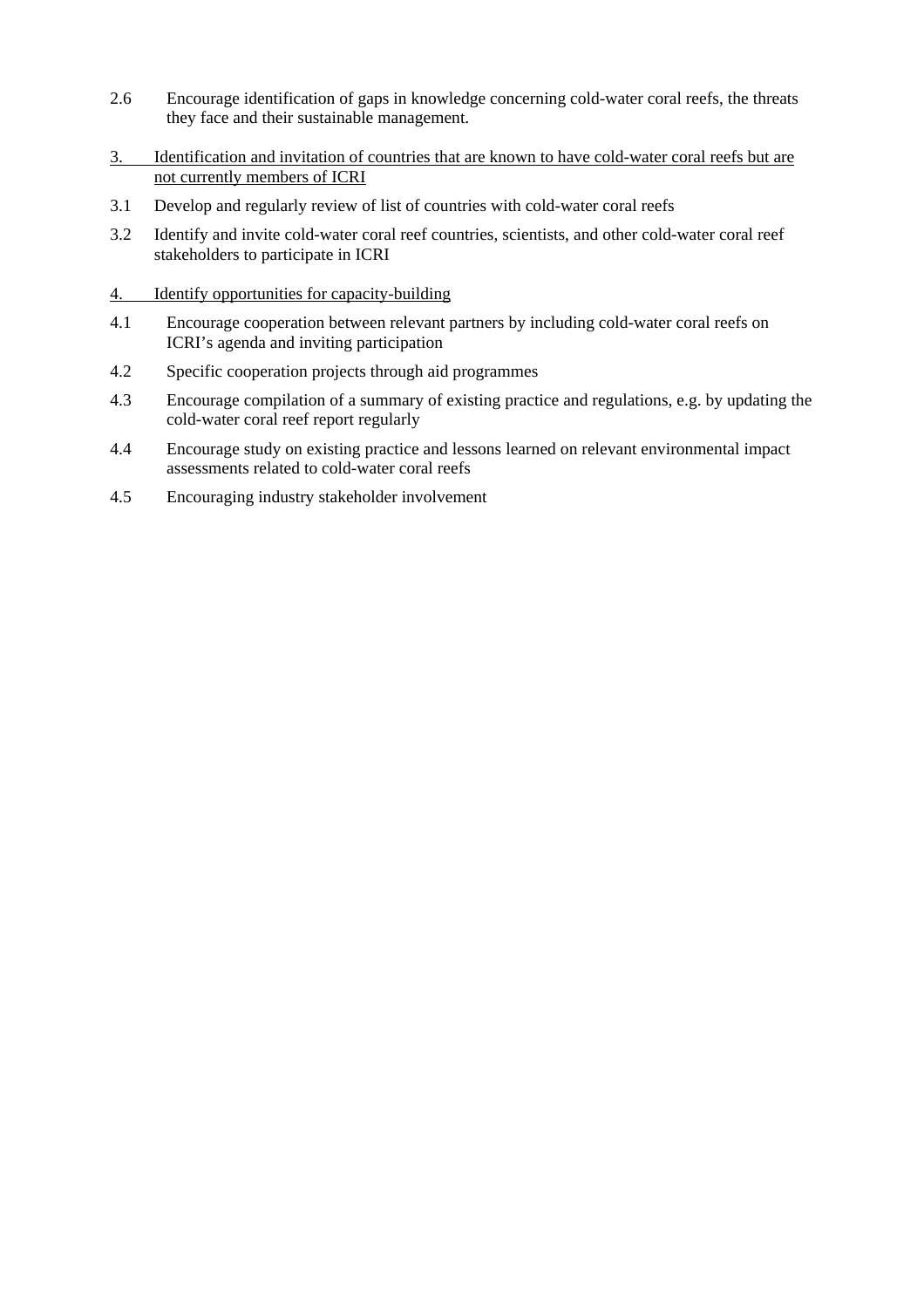2.6 Encourage identification of gaps in knowledge concerning cold-water coral reefs, the threats they face and their sustainable management.

<u>3. Identification and invitation of countries that are known to have cold-water coral reefs but are not currently members of ICRI</u>

3.1 Develop and regularly review of list of countries with cold-water coral reefs

3.2 Identify and invite cold-water coral reef countries, scientists, and other cold-water coral reef stakeholders to participate in ICRI

<u>4. Identify opportunities for capacity-building</u>

4.1 Encourage cooperation between relevant partners by including cold-water coral reefs on ICRI's agenda and inviting participation

4.2 Specific cooperation projects through aid programmes

4.3 Encourage compilation of a summary of existing practice and regulations, e.g. by updating the cold-water coral reef report regularly

4.4 Encourage study on existing practice and lessons learned on relevant environmental impact assessments related to cold-water coral reefs

4.5 Encouraging industry stakeholder involvement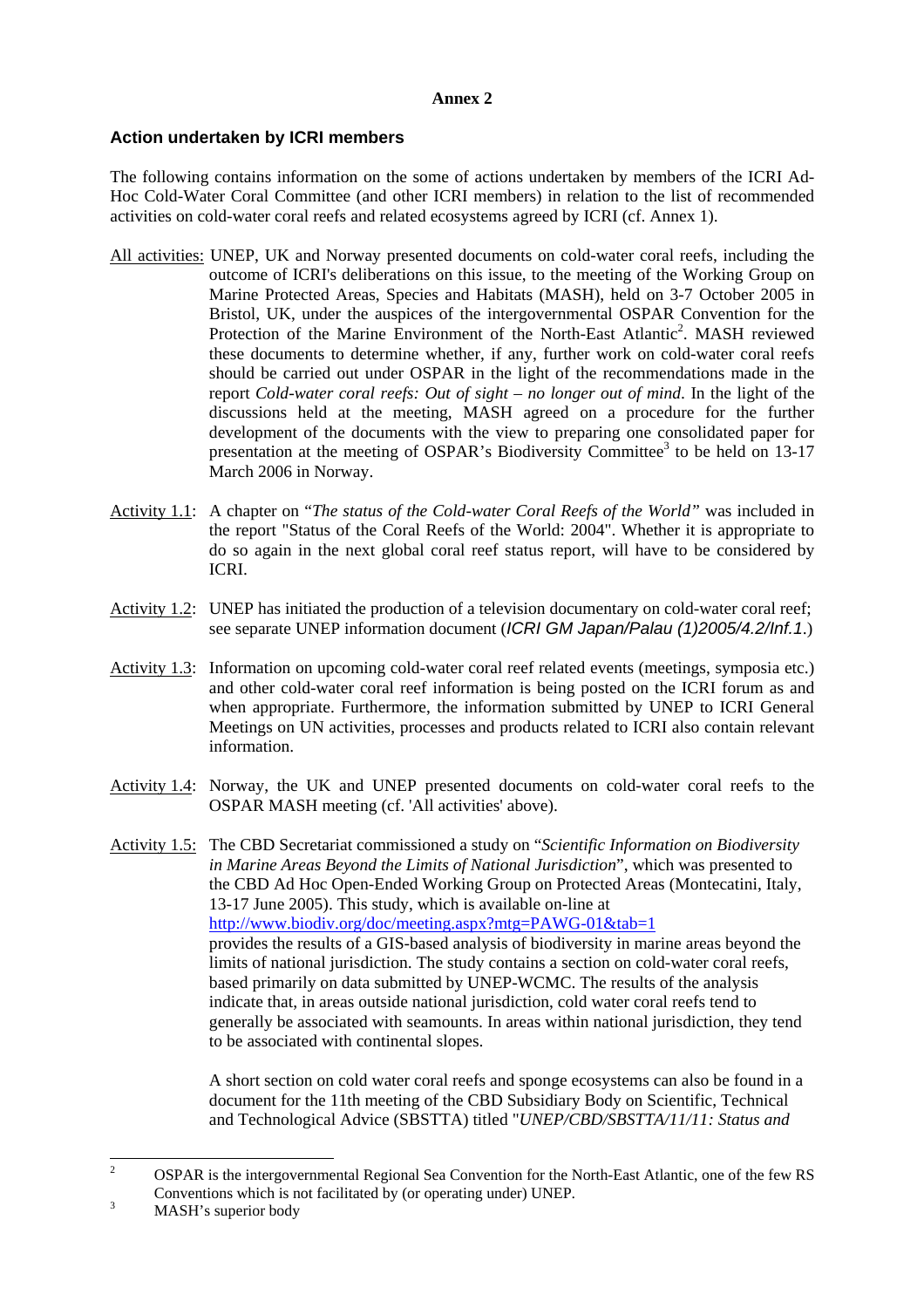**Annex 2**

### Action undertaken by ICRI members

The following contains information on the some of actions undertaken by members of the ICRI Ad-Hoc Cold-Water Coral Committee (and other ICRI members) in relation to the list of recommended activities on cold-water coral reefs and related ecosystems agreed by ICRI (cf. Annex 1).

<u>All activities:</u> UNEP, UK and Norway presented documents on cold-water coral reefs, including the outcome of ICRI's deliberations on this issue, to the meeting of the Working Group on Marine Protected Areas, Species and Habitats (MASH), held on 3-7 October 2005 in Bristol, UK, under the auspices of the intergovernmental OSPAR Convention for the Protection of the Marine Environment of the North-East Atlantic[2]. MASH reviewed these documents to determine whether, if any, further work on cold-water coral reefs should be carried out under OSPAR in the light of the recommendations made in the report *Cold-water coral reefs: Out of sight – no longer out of mind*. In the light of the discussions held at the meeting, MASH agreed on a procedure for the further development of the documents with the view to preparing one consolidated paper for presentation at the meeting of OSPAR's Biodiversity Committee[3] to be held on 13-17 March 2006 in Norway.

<u>Activity 1.1</u>: A chapter on "*The status of the Cold-water Coral Reefs of the World"* was included in the report "Status of the Coral Reefs of the World: 2004". Whether it is appropriate to do so again in the next global coral reef status report, will have to be considered by ICRI.

<u>Activity 1.2</u>: UNEP has initiated the production of a television documentary on cold-water coral reef; see separate UNEP information document (*ICRI GM Japan/Palau (1)2005/4.2/Inf.1*.)

<u>Activity 1.3</u>: Information on upcoming cold-water coral reef related events (meetings, symposia etc.) and other cold-water coral reef information is being posted on the ICRI forum as and when appropriate. Furthermore, the information submitted by UNEP to ICRI General Meetings on UN activities, processes and products related to ICRI also contain relevant information.

<u>Activity 1.4</u>: Norway, the UK and UNEP presented documents on cold-water coral reefs to the OSPAR MASH meeting (cf. 'All activities' above).

<u>Activity 1.5</u>: The CBD Secretariat commissioned a study on "*Scientific Information on Biodiversity in Marine Areas Beyond the Limits of National Jurisdiction*", which was presented to the CBD Ad Hoc Open-Ended Working Group on Protected Areas (Montecatini, Italy, 13-17 June 2005). This study, which is available on-line at http://www.biodiv.org/doc/meeting.aspx?mtg=PAWG-01&tab=1 provides the results of a GIS-based analysis of biodiversity in marine areas beyond the limits of national jurisdiction. The study contains a section on cold-water coral reefs, based primarily on data submitted by UNEP-WCMC. The results of the analysis indicate that, in areas outside national jurisdiction, cold water coral reefs tend to generally be associated with seamounts. In areas within national jurisdiction, they tend to be associated with continental slopes.

A short section on cold water coral reefs and sponge ecosystems can also be found in a document for the 11th meeting of the CBD Subsidiary Body on Scientific, Technical and Technological Advice (SBSTTA) titled "*UNEP/CBD/SBSTTA/11/11: Status and*

---

[2] OSPAR is the intergovernmental Regional Sea Convention for the North-East Atlantic, one of the few RS Conventions which is not facilitated by (or operating under) UNEP.

[3] MASH's superior body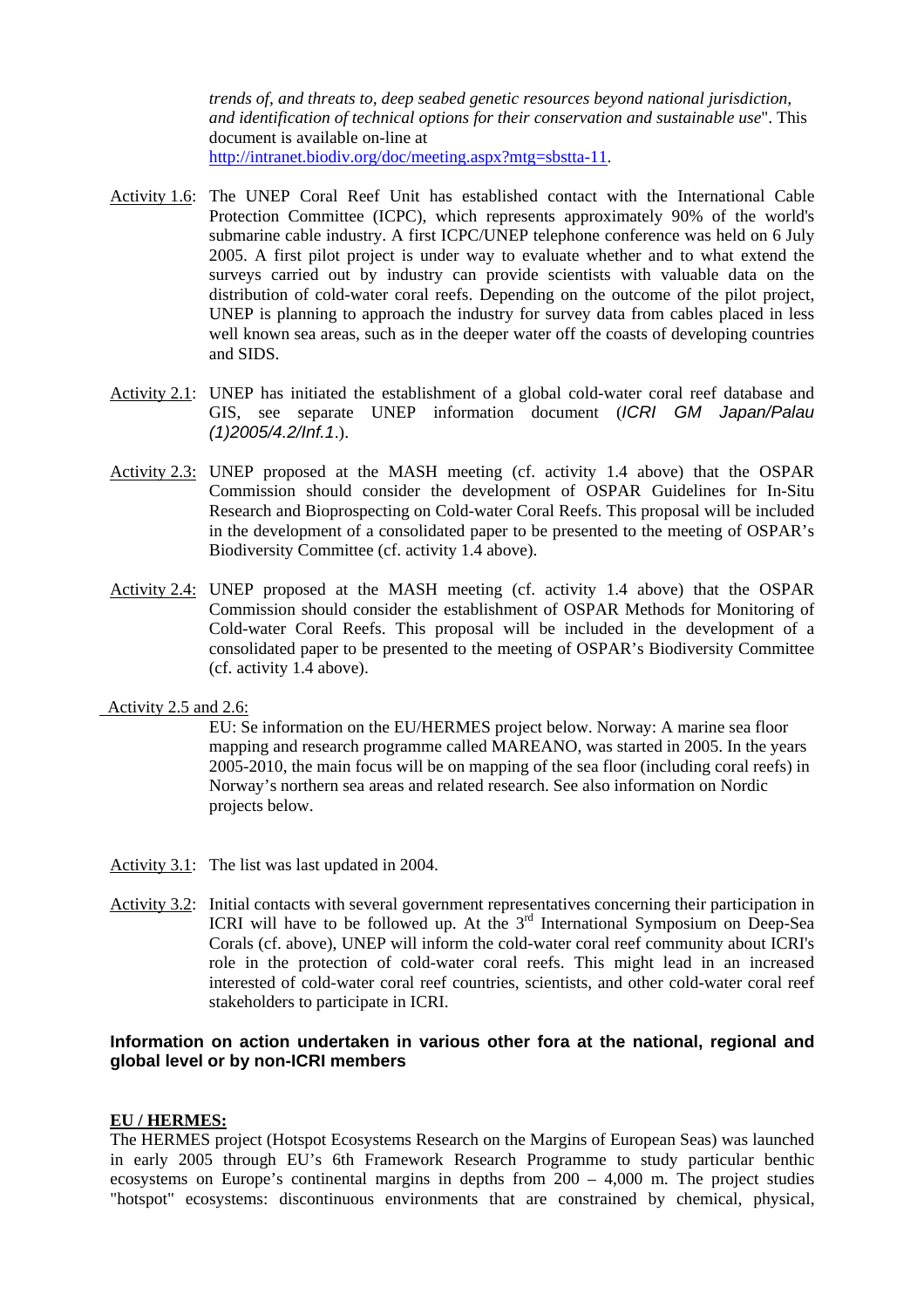*trends of, and threats to, deep seabed genetic resources beyond national jurisdiction, and identification of technical options for their conservation and sustainable use*". This document is available on-line at http://intranet.biodiv.org/doc/meeting.aspx?mtg=sbstta-11.

Activity 1.6: The UNEP Coral Reef Unit has established contact with the International Cable Protection Committee (ICPC), which represents approximately 90% of the world's submarine cable industry. A first ICPC/UNEP telephone conference was held on 6 July 2005. A first pilot project is under way to evaluate whether and to what extend the surveys carried out by industry can provide scientists with valuable data on the distribution of cold-water coral reefs. Depending on the outcome of the pilot project, UNEP is planning to approach the industry for survey data from cables placed in less well known sea areas, such as in the deeper water off the coasts of developing countries and SIDS.

Activity 2.1: UNEP has initiated the establishment of a global cold-water coral reef database and GIS, see separate UNEP information document (*ICRI GM Japan/Palau (1)2005/4.2/Inf.1*.).

Activity 2.3: UNEP proposed at the MASH meeting (cf. activity 1.4 above) that the OSPAR Commission should consider the development of OSPAR Guidelines for In-Situ Research and Bioprospecting on Cold-water Coral Reefs. This proposal will be included in the development of a consolidated paper to be presented to the meeting of OSPAR's Biodiversity Committee (cf. activity 1.4 above).

Activity 2.4: UNEP proposed at the MASH meeting (cf. activity 1.4 above) that the OSPAR Commission should consider the establishment of OSPAR Methods for Monitoring of Cold-water Coral Reefs. This proposal will be included in the development of a consolidated paper to be presented to the meeting of OSPAR's Biodiversity Committee (cf. activity 1.4 above).

Activity 2.5 and 2.6:

EU: Se information on the EU/HERMES project below. Norway: A marine sea floor mapping and research programme called MAREANO, was started in 2005. In the years 2005-2010, the main focus will be on mapping of the sea floor (including coral reefs) in Norway's northern sea areas and related research. See also information on Nordic projects below.

Activity 3.1: The list was last updated in 2004.

Activity 3.2: Initial contacts with several government representatives concerning their participation in ICRI will have to be followed up. At the 3rd International Symposium on Deep-Sea Corals (cf. above), UNEP will inform the cold-water coral reef community about ICRI's role in the protection of cold-water coral reefs. This might lead in an increased interested of cold-water coral reef countries, scientists, and other cold-water coral reef stakeholders to participate in ICRI.

**Information on action undertaken in various other fora at the national, regional and global level or by non-ICRI members**

**EU / HERMES:**

The HERMES project (Hotspot Ecosystems Research on the Margins of European Seas) was launched in early 2005 through EU's 6th Framework Research Programme to study particular benthic ecosystems on Europe's continental margins in depths from 200 – 4,000 m. The project studies "hotspot" ecosystems: discontinuous environments that are constrained by chemical, physical,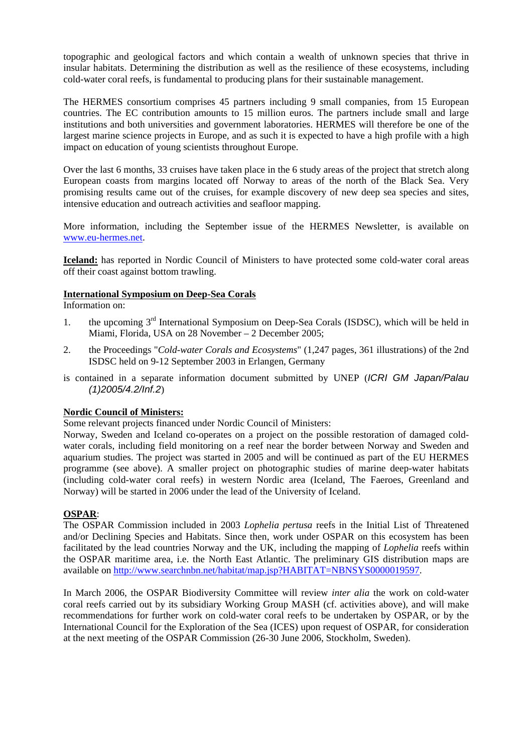topographic and geological factors and which contain a wealth of unknown species that thrive in insular habitats. Determining the distribution as well as the resilience of these ecosystems, including cold-water coral reefs, is fundamental to producing plans for their sustainable management.

The HERMES consortium comprises 45 partners including 9 small companies, from 15 European countries. The EC contribution amounts to 15 million euros. The partners include small and large institutions and both universities and government laboratories. HERMES will therefore be one of the largest marine science projects in Europe, and as such it is expected to have a high profile with a high impact on education of young scientists throughout Europe.

Over the last 6 months, 33 cruises have taken place in the 6 study areas of the project that stretch along European coasts from margins located off Norway to areas of the north of the Black Sea. Very promising results came out of the cruises, for example discovery of new deep sea species and sites, intensive education and outreach activities and seafloor mapping.

More information, including the September issue of the HERMES Newsletter, is available on [www.eu-hermes.net](www.eu-hermes.net).

**Iceland:** has reported in Nordic Council of Ministers to have protected some cold-water coral areas off their coast against bottom trawling.

**International Symposium on Deep-Sea Corals**

Information on:

1. the upcoming 3rd International Symposium on Deep-Sea Corals (ISDSC), which will be held in Miami, Florida, USA on 28 November – 2 December 2005;
2. the Proceedings "*Cold-water Corals and Ecosystems*" (1,247 pages, 361 illustrations) of the 2nd ISDSC held on 9-12 September 2003 in Erlangen, Germany

is contained in a separate information document submitted by UNEP (*ICRI GM Japan/Palau (1)2005/4.2/Inf.2*)

**Nordic Council of Ministers:**

Some relevant projects financed under Nordic Council of Ministers:

Norway, Sweden and Iceland co-operates on a project on the possible restoration of damaged cold-water corals, including field monitoring on a reef near the border between Norway and Sweden and aquarium studies. The project was started in 2005 and will be continued as part of the EU HERMES programme (see above). A smaller project on photographic studies of marine deep-water habitats (including cold-water coral reefs) in western Nordic area (Iceland, The Faeroes, Greenland and Norway) will be started in 2006 under the lead of the University of Iceland.

**OSPAR**:

The OSPAR Commission included in 2003 *Lophelia pertusa* reefs in the Initial List of Threatened and/or Declining Species and Habitats. Since then, work under OSPAR on this ecosystem has been facilitated by the lead countries Norway and the UK, including the mapping of *Lophelia* reefs within the OSPAR maritime area, i.e. the North East Atlantic. The preliminary GIS distribution maps are available on [http://www.searchnbn.net/habitat/map.jsp?HABITAT=NBNSYS0000019597](http://www.searchnbn.net/habitat/map.jsp?HABITAT=NBNSYS0000019597).

In March 2006, the OSPAR Biodiversity Committee will review *inter alia* the work on cold-water coral reefs carried out by its subsidiary Working Group MASH (cf. activities above), and will make recommendations for further work on cold-water coral reefs to be undertaken by OSPAR, or by the International Council for the Exploration of the Sea (ICES) upon request of OSPAR, for consideration at the next meeting of the OSPAR Commission (26-30 June 2006, Stockholm, Sweden).